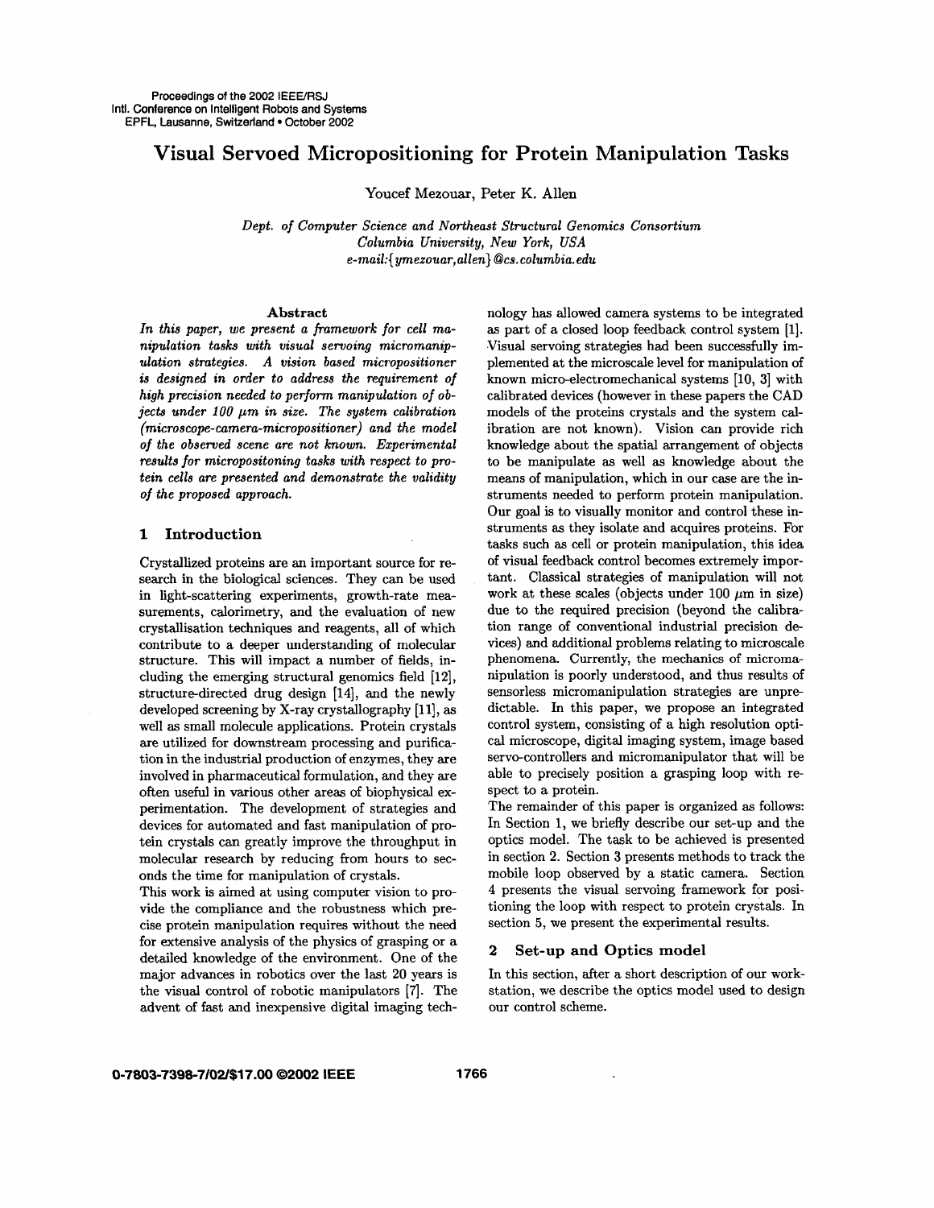# Visual Servoed Micropositioning for Protein Manipulation Tasks

Youcef Mezouar, Peter K. Allen

*Dept. of Computer Science and Northeast Structural Genomics Consortium*
*Columbia University, New York, USA*
*e-mail:{ymezouar,allen}@cs.columbia.edu*

## Abstract

*In this paper, we present a framework for cell manipulation tasks with visual servoing micromanipulation strategies. A vision based micropositioner is designed in order to address the requirement of high precision needed to perform manipulation of objects under 100 μm in size. The system calibration (microscope-camera-micropositioner) and the model of the observed scene are not known. Experimental results for micropositoning tasks with respect to protein cells are presented and demonstrate the validity of the proposed approach.*

## 1 Introduction

Crystallized proteins are an important source for research in the biological sciences. They can be used in light-scattering experiments, growth-rate measurements, calorimetry, and the evaluation of new crystallisation techniques and reagents, all of which contribute to a deeper understanding of molecular structure. This will impact a number of fields, including the emerging structural genomics field [12], structure-directed drug design [14], and the newly developed screening by X-ray crystallography [11], as well as small molecule applications. Protein crystals are utilized for downstream processing and purification in the industrial production of enzymes, they are involved in pharmaceutical formulation, and they are often useful in various other areas of biophysical experimentation. The development of strategies and devices for automated and fast manipulation of protein crystals can greatly improve the throughput in molecular research by reducing from hours to seconds the time for manipulation of crystals.

This work is aimed at using computer vision to provide the compliance and the robustness which precise protein manipulation requires without the need for extensive analysis of the physics of grasping or a detailed knowledge of the environment. One of the major advances in robotics over the last 20 years is the visual control of robotic manipulators [7]. The advent of fast and inexpensive digital imaging technology has allowed camera systems to be integrated as part of a closed loop feedback control system [1]. Visual servoing strategies had been successfully implemented at the microscale level for manipulation of known micro-electromechanical systems [10, 3] with calibrated devices (however in these papers the CAD models of the proteins crystals and the system calibration are not known). Vision can provide rich knowledge about the spatial arrangement of objects to be manipulate as well as knowledge about the means of manipulation, which in our case are the instruments needed to perform protein manipulation. Our goal is to visually monitor and control these instruments as they isolate and acquires proteins. For tasks such as cell or protein manipulation, this idea of visual feedback control becomes extremely important. Classical strategies of manipulation will not work at these scales (objects under 100 μm in size) due to the required precision (beyond the calibration range of conventional industrial precision devices) and additional problems relating to microscale phenomena. Currently, the mechanics of micromanipulation is poorly understood, and thus results of sensorless micromanipulation strategies are unpredictable. In this paper, we propose an integrated control system, consisting of a high resolution optical microscope, digital imaging system, image based servo-controllers and micromanipulator that will be able to precisely position a grasping loop with respect to a protein.

The remainder of this paper is organized as follows: In Section 1, we briefly describe our set-up and the optics model. The task to be achieved is presented in section 2. Section 3 presents methods to track the mobile loop observed by a static camera. Section 4 presents the visual servoing framework for positioning the loop with respect to protein crystals. In section 5, we present the experimental results.

## 2 Set-up and Optics model

In this section, after a short description of our workstation, we describe the optics model used to design our control scheme.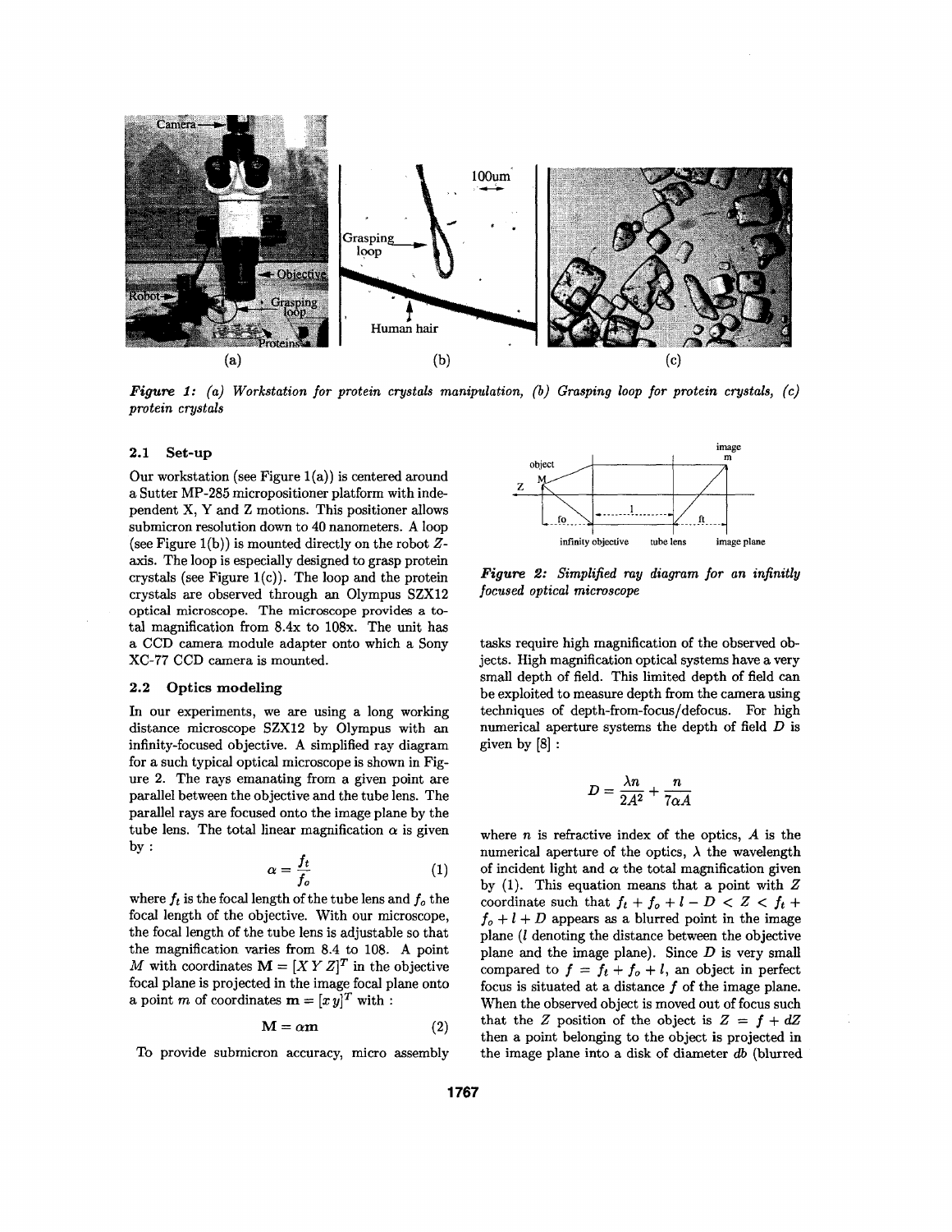*Figure 1: (a) Workstation for protein crystals manipulation, (b) Grasping loop for protein crystals, (c) protein crystals*

### 2.1 Set-up

Our workstation (see Figure 1(a)) is centered around a Sutter MP-285 micropositioner platform with independent X, Y and Z motions. This positioner allows submicron resolution down to 40 nanometers. A loop (see Figure 1(b)) is mounted directly on the robot $Z$-axis. The loop is especially designed to grasp protein crystals (see Figure 1(c)). The loop and the protein crystals are observed through an Olympus SZX12 optical microscope. The microscope provides a total magnification from 8.4x to 108x. The unit has a CCD camera module adapter onto which a Sony XC-77 CCD camera is mounted.

### 2.2 Optics modeling

In our experiments, we are using a long working distance microscope SZX12 by Olympus with an infinity-focused objective. A simplified ray diagram for a such typical optical microscope is shown in Figure 2. The rays emanating from a given point are parallel between the objective and the tube lens. The parallel rays are focused onto the image plane by the tube lens. The total linear magnification $\alpha$ is given by :

$$\alpha = \frac{f_t}{f_o} \tag{1}$$

where $f_t$ is the focal length of the tube lens and $f_o$ the focal length of the objective. With our microscope, the focal length of the tube lens is adjustable so that the magnification varies from 8.4 to 108. A point $M$ with coordinates $\mathbf{M} = [X\,Y\,Z]^T$ in the objective focal plane is projected in the image focal plane onto a point $m$ of coordinates $\mathbf{m} = [x\,y]^T$ with :

$$\mathbf{M} = \alpha \mathbf{m} \tag{2}$$

To provide submicron accuracy, micro assembly tasks require high magnification of the observed objects. High magnification optical systems have a very small depth of field. This limited depth of field can be exploited to measure depth from the camera using techniques of depth-from-focus/defocus. For high numerical aperture systems the depth of field $D$ is given by [8] :

*Figure 2: Simplified ray diagram for an infinitly focused optical microscope*

$$D = \frac{\lambda n}{2A^2} + \frac{n}{7\alpha A}$$

where $n$ is refractive index of the optics, $A$ is the numerical aperture of the optics, $\lambda$ the wavelength of incident light and $\alpha$ the total magnification given by (1). This equation means that a point with $Z$ coordinate such that $f_t + f_o + l - D < Z < f_t + f_o + l + D$ appears as a blurred point in the image plane ($l$ denoting the distance between the objective plane and the image plane). Since $D$ is very small compared to $f = f_t + f_o + l$, an object in perfect focus is situated at a distance $f$ of the image plane. When the observed object is moved out of focus such that the $Z$ position of the object is $Z = f + dZ$ then a point belonging to the object is projected in the image plane into a disk of diameter $db$ (blurred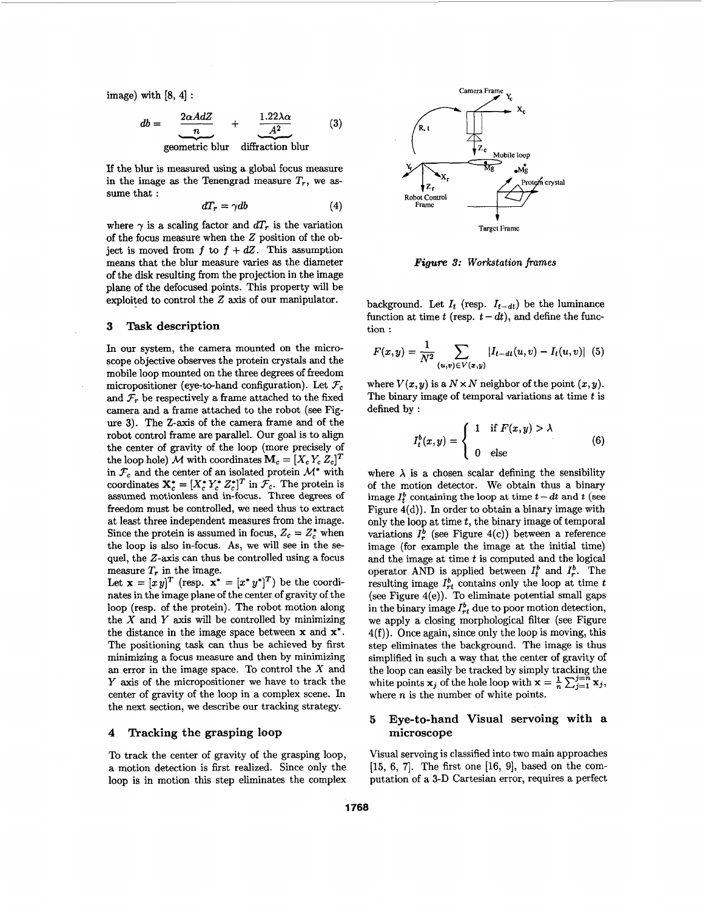image) with [8, 4] :

$$db = \underbrace{\frac{2\alpha A dZ}{n}}_{\text{geometric blur}} + \underbrace{\frac{1.22\lambda\alpha}{A^2}}_{\text{diffraction blur}} \quad (3)$$

If the blur is measured using a global focus measure in the image as the Tenengrad measure $T_r$, we assume that :

$$dT_r = \gamma db \quad (4)$$

where $\gamma$ is a scaling factor and $dT_r$ is the variation of the focus measure when the $Z$ position of the object is moved from $f$ to $f + dZ$. This assumption means that the blur measure varies as the diameter of the disk resulting from the projection in the image plane of the defocused points. This property will be exploited to control the $Z$ axis of our manipulator.

## 3 Task description

In our system, the camera mounted on the microscope objective observes the protein crystals and the mobile loop mounted on the three degrees of freedom micropositioner (eye-to-hand configuration). Let $\mathcal{F}_c$ and $\mathcal{F}_r$ be respectively a frame attached to the fixed camera and a frame attached to the robot (see Figure 3). The Z-axis of the camera frame and of the robot control frame are parallel. Our goal is to align the center of gravity of the loop (more precisely of the loop hole) $\mathcal{M}$ with coordinates $\mathbf{M}_c = [X_c\, Y_c\, Z_c]^T$ in $\mathcal{F}_c$ and the center of an isolated protein $\mathcal{M}^*$ with coordinates $\mathbf{X}_c^* = [X_c^*\, Y_c^*\, Z_c^*]^T$ in $\mathcal{F}_c$. The protein is assumed motionless and in-focus. Three degrees of freedom must be controlled, we need thus to extract at least three independent measures from the image. Since the protein is assumed in focus, $Z_c = Z_c^*$ when the loop is also in-focus. As, we will see in the sequel, the $Z$-axis can thus be controlled using a focus measure $T_r$ in the image.

Let $\mathbf{x} = [x\, y]^T$ (resp. $\mathbf{x}^* = [x^*\, y^*]^T$) be the coordinates in the image plane of the center of gravity of the loop (resp. of the protein). The robot motion along the $X$ and $Y$ axis will be controlled by minimizing the distance in the image space between $\mathbf{x}$ and $\mathbf{x}^*$. The positioning task can thus be achieved by first minimizing a focus measure and then by minimizing an error in the image space. To control the $X$ and $Y$ axis of the micropositioner we have to track the center of gravity of the loop in a complex scene. In the next section, we describe our tracking strategy.

## 4 Tracking the grasping loop

To track the center of gravity of the grasping loop, a motion detection is first realized. Since only the loop is in motion this step eliminates the complex background. Let $I_t$ (resp. $I_{t-dt}$) be the luminance function at time $t$ (resp. $t - dt$), and define the function :

$$F(x, y) = \frac{1}{N^2} \sum_{(u,v)\in V(x,y)} |I_{t-dt}(u, v) - I_t(u, v)| \quad (5)$$

where $V(x, y)$ is a $N \times N$ neighbor of the point $(x, y)$. The binary image of temporal variations at time $t$ is defined by :

$$I_t^b(x, y) = \begin{cases} 1 & \text{if } F(x, y) > \lambda \\ 0 & \text{else} \end{cases} \quad (6)$$

where $\lambda$ is a chosen scalar defining the sensibility of the motion detector. We obtain thus a binary image $I_t^b$ containing the loop at time $t - dt$ and $t$ (see Figure 4(d)). In order to obtain a binary image with only the loop at time $t$, the binary image of temporal variations $I_r^b$ (see Figure 4(c)) between a reference image (for example the image at the initial time) and the image at time $t$ is computed and the logical operator AND is applied between $I_t^b$ and $I_r^b$. The resulting image $I_{rt}^b$ contains only the loop at time $t$ (see Figure 4(e)). To eliminate potential small gaps in the binary image $I_{rt}^b$ due to poor motion detection, we apply a closing morphological filter (see Figure 4(f)). Once again, since only the loop is moving, this step eliminates the background. The image is thus simplified in such a way that the center of gravity of the loop can easily be tracked by simply tracking the white points $\mathbf{x}_j$ of the hole loop with $\mathbf{x} = \frac{1}{n}\sum_{j=1}^{j=n} \mathbf{x}_j$, where $n$ is the number of white points.

Camera Frame $Y_c$ $X_c$ R, t $Z_c$ Mobile loop Mg $M_g^*$ $Y_r$ $X_r$ $Z_r$ Robot Control Frame Protein crystal Target Frame

*Figure 3: Workstation frames*

## 5 Eye-to-hand Visual servoing with a microscope

Visual servoing is classified into two main approaches [15, 6, 7]. The first one [16, 9], based on the computation of a 3-D Cartesian error, requires a perfect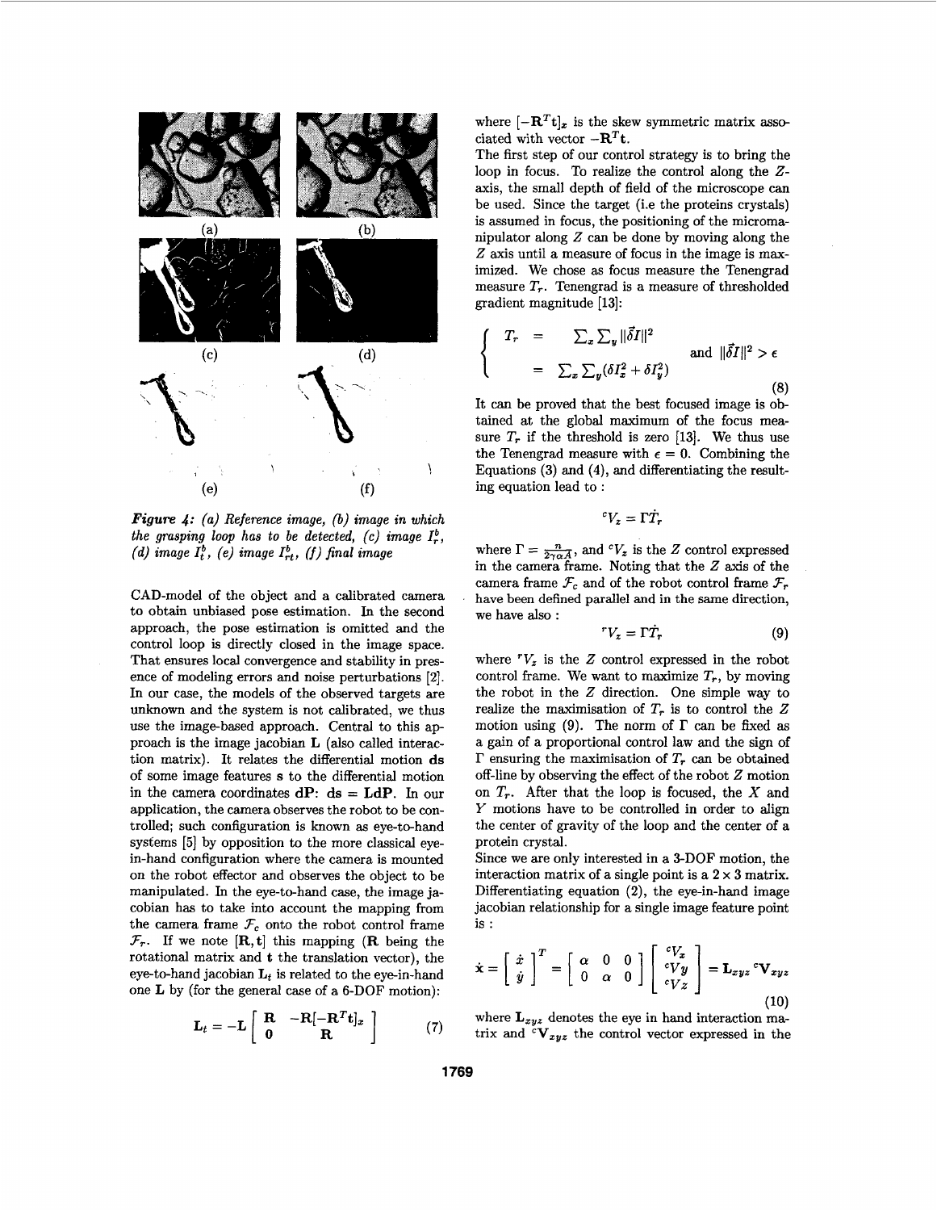*Figure 4: (a) Reference image, (b) image in which the grasping loop has to be detected, (c) image $I_r^b$, (d) image $I_t^b$, (e) image $I_{rt}^b$, (f) final image*

CAD-model of the object and a calibrated camera to obtain unbiased pose estimation. In the second approach, the pose estimation is omitted and the control loop is directly closed in the image space. That ensures local convergence and stability in presence of modeling errors and noise perturbations [2]. In our case, the models of the observed targets are unknown and the system is not calibrated, we thus use the image-based approach. Central to this approach is the image jacobian $\mathbf{L}$ (also called interaction matrix). It relates the differential motion $\mathbf{ds}$ of some image features $\mathbf{s}$ to the differential motion in the camera coordinates $\mathbf{dP}$: $\mathbf{ds} = \mathbf{LdP}$. In our application, the camera observes the robot to be controlled; such configuration is known as eye-to-hand systems [5] by opposition to the more classical eye-in-hand configuration where the camera is mounted on the robot effector and observes the object to be manipulated. In the eye-to-hand case, the image jacobian has to take into account the mapping from the camera frame $\mathcal{F}_c$ onto the robot control frame $\mathcal{F}_r$. If we note $[\mathbf{R}, \mathbf{t}]$ this mapping ($\mathbf{R}$ being the rotational matrix and $\mathbf{t}$ the translation vector), the eye-to-hand jacobian $\mathbf{L}_t$ is related to the eye-in-hand one $\mathbf{L}$ by (for the general case of a 6-DOF motion):

$$\mathbf{L}_t = -\mathbf{L} \begin{bmatrix} \mathbf{R} & -\mathbf{R}[-\mathbf{R}^T\mathbf{t}]_x \\ \mathbf{0} & \mathbf{R} \end{bmatrix} \tag{7}$$

where $[-\mathbf{R}^T\mathbf{t}]_x$ is the skew symmetric matrix associated with vector $-\mathbf{R}^T\mathbf{t}$.

The first step of our control strategy is to bring the loop in focus. To realize the control along the $Z$-axis, the small depth of field of the microscope can be used. Since the target (i.e the proteins crystals) is assumed in focus, the positioning of the micromanipulator along $Z$ can be done by moving along the $Z$ axis until a measure of focus in the image is maximized. We chose as focus measure the Tenengrad measure $T_r$. Tenengrad is a measure of thresholded gradient magnitude [13]:

$$\left\{ \begin{array}{rcl} T_r & = & \sum_x \sum_y \|\vec{\delta I}\|^2 \\ & = & \sum_x \sum_y (\delta I_x^2 + \delta I_y^2) \end{array} \right. \quad \text{and } \|\vec{\delta I}\|^2 > \epsilon \tag{8}$$

It can be proved that the best focused image is obtained at the global maximum of the focus measure $T_r$ if the threshold is zero [13]. We thus use the Tenengrad measure with $\epsilon = 0$. Combining the Equations (3) and (4), and differentiating the resulting equation lead to :

$$^cV_z = \Gamma \dot{T}_r$$

where $\Gamma = \frac{n}{2\gamma\alpha A}$, and $^cV_z$ is the $Z$ control expressed in the camera frame. Noting that the $Z$ axis of the camera frame $\mathcal{F}_c$ and of the robot control frame $\mathcal{F}_r$ have been defined parallel and in the same direction, we have also :

$$^rV_z = \Gamma \dot{T}_r \tag{9}$$

where $^rV_z$ is the $Z$ control expressed in the robot control frame. We want to maximize $T_r$, by moving the robot in the $Z$ direction. One simple way to realize the maximisation of $T_r$ is to control the $Z$ motion using (9). The norm of $\Gamma$ can be fixed as a gain of a proportional control law and the sign of $\Gamma$ ensuring the maximisation of $T_r$ can be obtained off-line by observing the effect of the robot $Z$ motion on $T_r$. After that the loop is focused, the $X$ and $Y$ motions have to be controlled in order to align the center of gravity of the loop and the center of a protein crystal.

Since we are only interested in a 3-DOF motion, the interaction matrix of a single point is a $2 \times 3$ matrix. Differentiating equation (2), the eye-in-hand image jacobian relationship for a single image feature point is :

$$\dot{\mathbf{x}} = \begin{bmatrix} \dot{x} \\ \dot{y} \end{bmatrix}^T = \begin{bmatrix} \alpha & 0 & 0 \\ 0 & \alpha & 0 \end{bmatrix} \begin{bmatrix} ^cV_x \\ ^cVy \\ ^cVz \end{bmatrix} = \mathbf{L}_{xyz} \, ^c\mathbf{V}_{xyz} \tag{10}$$

where $\mathbf{L}_{xyz}$ denotes the eye in hand interaction matrix and $^c\mathbf{V}_{xyz}$ the control vector expressed in the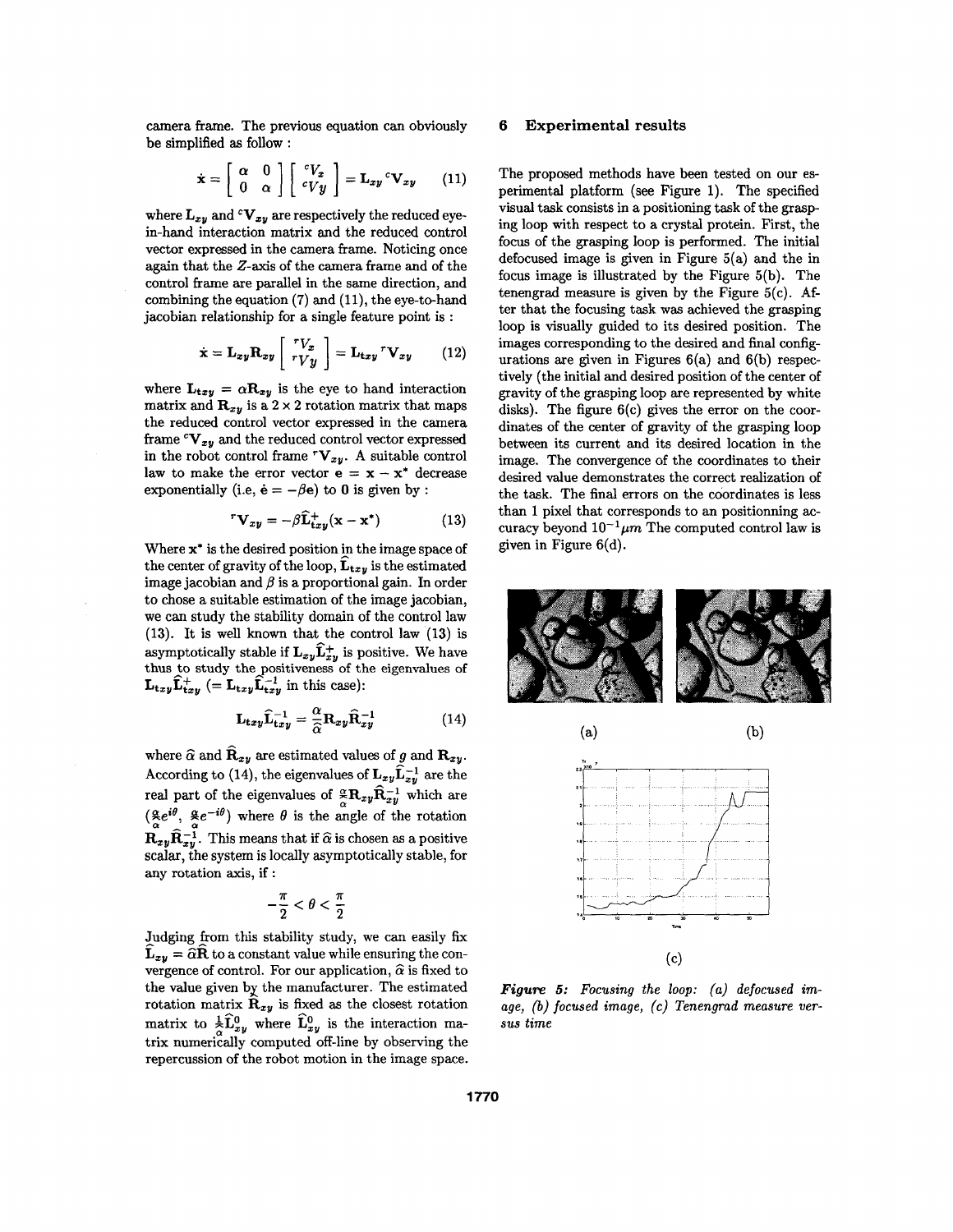camera frame. The previous equation can obviously be simplified as follow :

$$\dot{\mathbf{x}} = \begin{bmatrix} \alpha & 0 \\ 0 & \alpha \end{bmatrix} \begin{bmatrix} {}^cV_x \\ {}^cVy \end{bmatrix} = \mathbf{L}_{xy} \, {}^c\mathbf{V}_{xy} \tag{11}$$

where $\mathbf{L}_{xy}$ and ${}^c\mathbf{V}_{xy}$ are respectively the reduced eye-in-hand interaction matrix and the reduced control vector expressed in the camera frame. Noticing once again that the $Z$-axis of the camera frame and of the control frame are parallel in the same direction, and combining the equation (7) and (11), the eye-to-hand jacobian relationship for a single feature point is :

$$\dot{\mathbf{x}} = \mathbf{L}_{xy}\mathbf{R}_{xy} \begin{bmatrix} {}^rV_x \\ {}^rVy \end{bmatrix} = \mathbf{L}_{txy} \, {}^r\mathbf{V}_{xy} \tag{12}$$

where $\mathbf{L}_{txy} = \alpha \mathbf{R}_{xy}$ is the eye to hand interaction matrix and $\mathbf{R}_{xy}$ is a $2 \times 2$ rotation matrix that maps the reduced control vector expressed in the camera frame ${}^c\mathbf{V}_{xy}$ and the reduced control vector expressed in the robot control frame ${}^r\mathbf{V}_{xy}$. A suitable control law to make the error vector $\mathbf{e} = \mathbf{x} - \mathbf{x}^*$ decrease exponentially (i.e, $\dot{\mathbf{e}} = -\beta \mathbf{e}$) to $\mathbf{0}$ is given by :

$${}^r\mathbf{V}_{xy} = -\beta \widehat{\mathbf{L}}_{txy}^{+}(\mathbf{x} - \mathbf{x}^*) \tag{13}$$

Where $\mathbf{x}^*$ is the desired position in the image space of the center of gravity of the loop, $\widehat{\mathbf{L}}_{txy}$ is the estimated image jacobian and $\beta$ is a proportional gain. In order to chose a suitable estimation of the image jacobian, we can study the stability domain of the control law (13). It is well known that the control law (13) is asymptotically stable if $\mathbf{L}_{xy}\widehat{\mathbf{L}}_{xy}^{+}$ is positive. We have thus to study the positiveness of the eigenvalues of $\mathbf{L}_{txy}\widehat{\mathbf{L}}_{txy}^{+}$ ($= \mathbf{L}_{txy}\widehat{\mathbf{L}}_{txy}^{-1}$ in this case):

$$\mathbf{L}_{txy}\widehat{\mathbf{L}}_{txy}^{-1} = \frac{\alpha}{\widehat{\alpha}} \mathbf{R}_{xy}\widehat{\mathbf{R}}_{xy}^{-1} \tag{14}$$

where $\widehat{\alpha}$ and $\widehat{\mathbf{R}}_{xy}$ are estimated values of $g$ and $\mathbf{R}_{xy}$. According to (14), the eigenvalues of $\mathbf{L}_{xy}\widehat{\mathbf{L}}_{xy}^{-1}$ are the real part of the eigenvalues of $\frac{g}{\alpha}\mathbf{R}_{xy}\widehat{\mathbf{R}}_{xy}^{-1}$ which are $(\frac{g}{\alpha}e^{i\theta}, \frac{g}{\alpha}e^{-i\theta})$ where $\theta$ is the angle of the rotation $\mathbf{R}_{xy}\widehat{\mathbf{R}}_{xy}^{-1}$. This means that if $\widehat{\alpha}$ is chosen as a positive scalar, the system is locally asymptotically stable, for any rotation axis, if :

$$-\frac{\pi}{2} < \theta < \frac{\pi}{2}$$

Judging from this stability study, we can easily fix $\widehat{\mathbf{L}}_{xy} = \widehat{\alpha}\widehat{\mathbf{R}}$ to a constant value while ensuring the convergence of control. For our application, $\widehat{\alpha}$ is fixed to the value given by the manufacturer. The estimated rotation matrix $\widehat{\mathbf{R}}_{xy}$ is fixed as the closest rotation matrix to $\frac{1}{\alpha}\widehat{\mathbf{L}}_{xy}^{0}$ where $\widehat{\mathbf{L}}_{xy}^{0}$ is the interaction matrix numerically computed off-line by observing the repercussion of the robot motion in the image space.

## 6 Experimental results

The proposed methods have been tested on our experimental platform (see Figure 1). The specified visual task consists in a positioning task of the grasping loop with respect to a crystal protein. First, the focus of the grasping loop is performed. The initial defocused image is given in Figure 5(a) and the in focus image is illustrated by the Figure 5(b). The tenengrad measure is given by the Figure 5(c). After that the focusing task was achieved the grasping loop is visually guided to its desired position. The images corresponding to the desired and final configurations are given in Figures 6(a) and 6(b) respectively (the initial and desired position of the center of gravity of the grasping loop are represented by white disks). The figure 6(c) gives the error on the coordinates of the center of gravity of the grasping loop between its current and its desired location in the image. The convergence of the coordinates to their desired value demonstrates the correct realization of the task. The final errors on the coordinates is less than 1 pixel that corresponds to an positionning accuracy beyond $10^{-1}\mu m$ The computed control law is given in Figure 6(d).

(a) (b)

(c)

*Figure 5: Focusing the loop: (a) defocused image, (b) focused image, (c) Tenengrad measure versus time*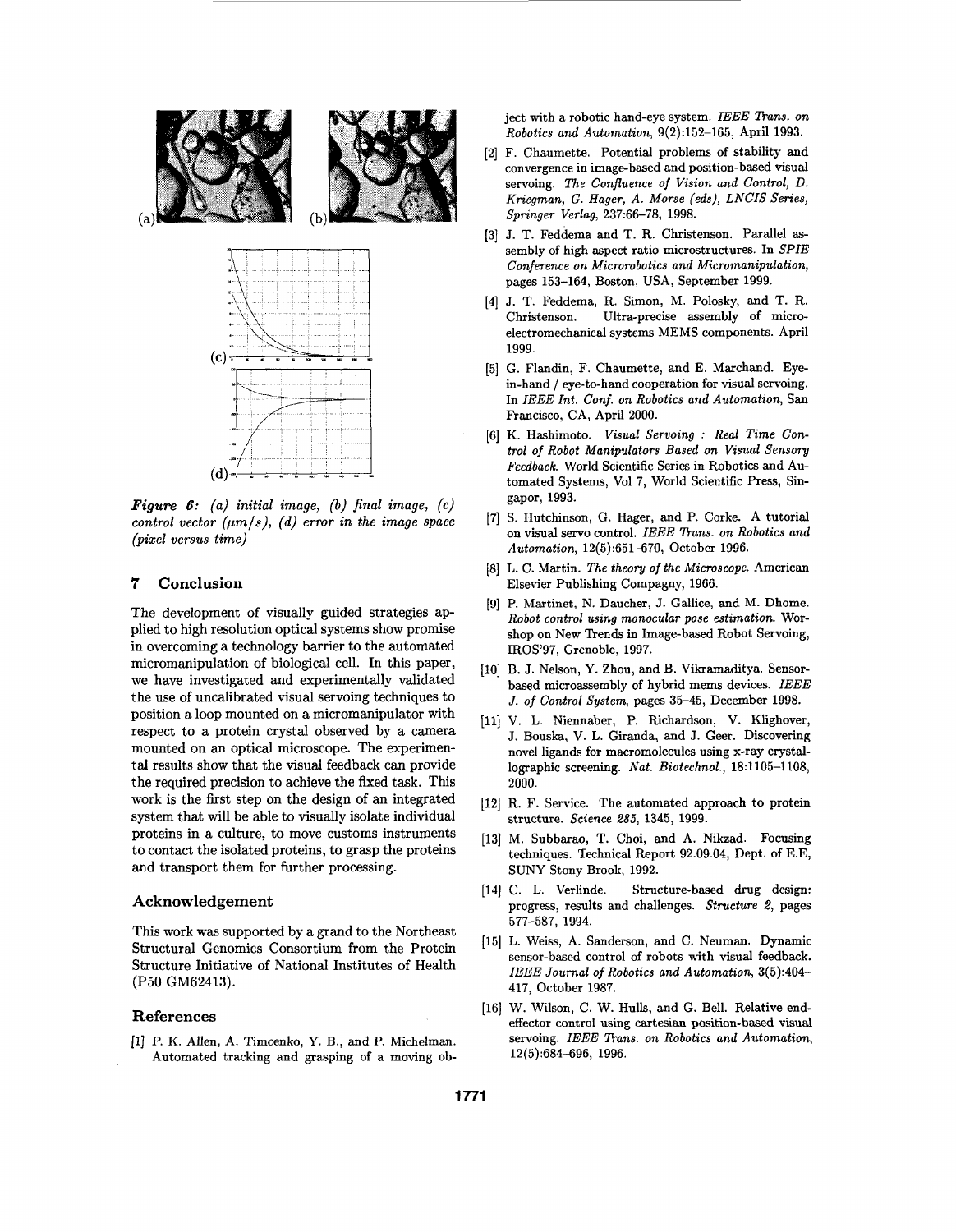(a) (b)

(c)

(d)

***Figure 6:*** *(a) initial image, (b) final image, (c) control vector ($\mu m/s$), (d) error in the image space (pixel versus time)*

## 7 Conclusion

The development of visually guided strategies applied to high resolution optical systems show promise in overcoming a technology barrier to the automated micromanipulation of biological cell. In this paper, we have investigated and experimentally validated the use of uncalibrated visual servoing techniques to position a loop mounted on a micromanipulator with respect to a protein crystal observed by a camera mounted on an optical microscope. The experimental results show that the visual feedback can provide the required precision to achieve the fixed task. This work is the first step on the design of an integrated system that will be able to visually isolate individual proteins in a culture, to move customs instruments to contact the isolated proteins, to grasp the proteins and transport them for further processing.

### Acknowledgement

This work was supported by a grand to the Northeast Structural Genomics Consortium from the Protein Structure Initiative of National Institutes of Health (P50 GM62413).

### References

[1] P. K. Allen, A. Timcenko, Y. B., and P. Michelman. Automated tracking and grasping of a moving object with a robotic hand-eye system. *IEEE Trans. on Robotics and Automation*, 9(2):152–165, April 1993.

[2] F. Chaumette. Potential problems of stability and convergence in image-based and position-based visual servoing. *The Confluence of Vision and Control, D. Kriegman, G. Hager, A. Morse (eds), LNCIS Series, Springer Verlag*, 237:66–78, 1998.

[3] J. T. Feddema and T. R. Christenson. Parallel assembly of high aspect ratio microstructures. In *SPIE Conference on Microrobotics and Micromanipulation*, pages 153–164, Boston, USA, September 1999.

[4] J. T. Feddema, R. Simon, M. Polosky, and T. R. Christenson. Ultra-precise assembly of microelectromechanical systems MEMS components. April 1999.

[5] G. Flandin, F. Chaumette, and E. Marchand. Eye-in-hand / eye-to-hand cooperation for visual servoing. In *IEEE Int. Conf. on Robotics and Automation*, San Francisco, CA, April 2000.

[6] K. Hashimoto. *Visual Servoing : Real Time Control of Robot Manipulators Based on Visual Sensory Feedback.* World Scientific Series in Robotics and Automated Systems, Vol 7, World Scientific Press, Singapor, 1993.

[7] S. Hutchinson, G. Hager, and P. Corke. A tutorial on visual servo control. *IEEE Trans. on Robotics and Automation*, 12(5):651–670, October 1996.

[8] L. C. Martin. *The theory of the Microscope.* American Elsevier Publishing Compagny, 1966.

[9] P. Martinet, N. Daucher, J. Gallice, and M. Dhome. *Robot control using monocular pose estimation.* Worshop on New Trends in Image-based Robot Servoing, IROS'97, Grenoble, 1997.

[10] B. J. Nelson, Y. Zhou, and B. Vikramaditya. Sensor-based microassembly of hybrid mems devices. *IEEE J. of Control System*, pages 35–45, December 1998.

[11] V. L. Niennaber, P. Richardson, V. Klighover, J. Bouska, V. L. Giranda, and J. Geer. Discovering novel ligands for macromolecules using x-ray crystallographic screening. *Nat. Biotechnol.*, 18:1105–1108, 2000.

[12] R. F. Service. The automated approach to protein structure. *Science 285*, 1345, 1999.

[13] M. Subbarao, T. Choi, and A. Nikzad. Focusing techniques. Technical Report 92.09.04, Dept. of E.E, SUNY Stony Brook, 1992.

[14] C. L. Verlinde. Structure-based drug design: progress, results and challenges. *Structure 2*, pages 577–587, 1994.

[15] L. Weiss, A. Sanderson, and C. Neuman. Dynamic sensor-based control of robots with visual feedback. *IEEE Journal of Robotics and Automation*, 3(5):404–417, October 1987.

[16] W. Wilson, C. W. Hulls, and G. Bell. Relative end-effector control using cartesian position-based visual servoing. *IEEE Trans. on Robotics and Automation*, 12(5):684–696, 1996.